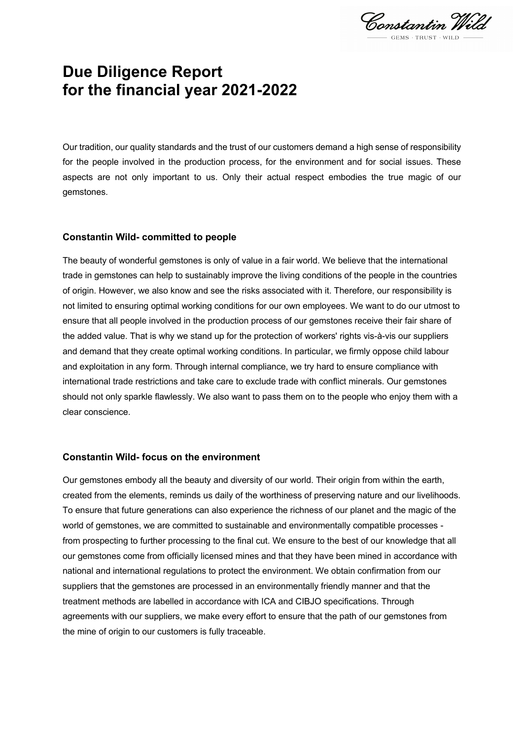# Due Diligence Report for the financial year 2021-2022

Our tradition, our quality standards and the trust of our customers demand a high sense of responsibility for the people involved in the production process, for the environment and for social issues. These aspects are not only important to us. Only their actual respect embodies the true magic of our gemstones.

## Constantin Wild- committed to people

The beauty of wonderful gemstones is only of value in a fair world. We believe that the international trade in gemstones can help to sustainably improve the living conditions of the people in the countries of origin. However, we also know and see the risks associated with it. Therefore, our responsibility is not limited to ensuring optimal working conditions for our own employees. We want to do our utmost to ensure that all people involved in the production process of our gemstones receive their fair share of the added value. That is why we stand up for the protection of workers' rights vis-à-vis our suppliers and demand that they create optimal working conditions. In particular, we firmly oppose child labour and exploitation in any form. Through internal compliance, we try hard to ensure compliance with international trade restrictions and take care to exclude trade with conflict minerals. Our gemstones should not only sparkle flawlessly. We also want to pass them on to the people who enjoy them with a clear conscience.

## Constantin Wild- focus on the environment

Our gemstones embody all the beauty and diversity of our world. Their origin from within the earth, created from the elements, reminds us daily of the worthiness of preserving nature and our livelihoods. To ensure that future generations can also experience the richness of our planet and the magic of the world of gemstones, we are committed to sustainable and environmentally compatible processes - from prospecting to further processing to the final cut. We ensure to the best of our knowledge that all our gemstones come from officially licensed mines and that they have been mined in accordance with national and international regulations to protect the environment. We obtain confirmation from our suppliers that the gemstones are processed in an environmentally friendly manner and that the treatment methods are labelled in accordance with ICA and CIBJO specifications. Through agreements with our suppliers, we make every effort to ensure that the path of our gemstones from the mine of origin to our customers is fully traceable.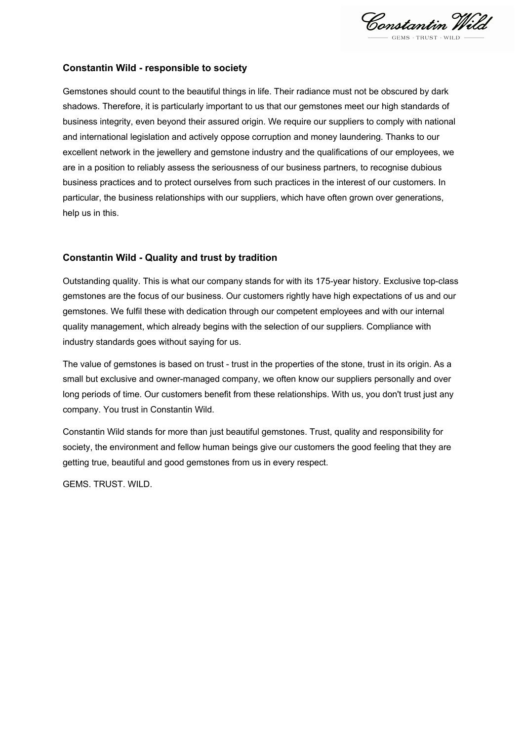## Constantin Wild - responsible to society

Gemstones should count to the beautiful things in life. Their radiance must not be obscured by dark shadows. Therefore, it is particularly important to us that our gemstones meet our high standards of business integrity, even beyond their assured origin. We require our suppliers to comply with national and international legislation and actively oppose corruption and money laundering. Thanks to our excellent network in the jewellery and gemstone industry and the qualifications of our employees, we are in a position to reliably assess the seriousness of our business partners, to recognise dubious business practices and to protect ourselves from such practices in the interest of our customers. In particular, the business relationships with our suppliers, which have often grown over generations, help us in this.

## Constantin Wild - Quality and trust by tradition

Outstanding quality. This is what our company stands for with its 175-year history. Exclusive top-class gemstones are the focus of our business. Our customers rightly have high expectations of us and our gemstones. We fulfil these with dedication through our competent employees and with our internal quality management, which already begins with the selection of our suppliers. Compliance with industry standards goes without saying for us.

The value of gemstones is based on trust - trust in the properties of the stone, trust in its origin. As a small but exclusive and owner-managed company, we often know our suppliers personally and over long periods of time. Our customers benefit from these relationships. With us, you don't trust just any company. You trust in Constantin Wild.

Constantin Wild stands for more than just beautiful gemstones. Trust, quality and responsibility for society, the environment and fellow human beings give our customers the good feeling that they are getting true, beautiful and good gemstones from us in every respect.

GEMS. TRUST. WILD.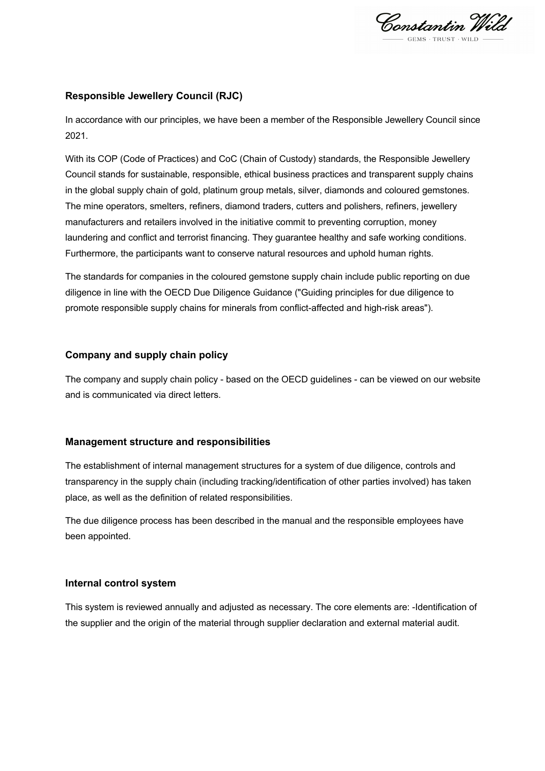## Responsible Jewellery Council (RJC)

In accordance with our principles, we have been a member of the Responsible Jewellery Council since 2021.

With its COP (Code of Practices) and CoC (Chain of Custody) standards, the Responsible Jewellery Council stands for sustainable, responsible, ethical business practices and transparent supply chains in the global supply chain of gold, platinum group metals, silver, diamonds and coloured gemstones. The mine operators, smelters, refiners, diamond traders, cutters and polishers, refiners, jewellery manufacturers and retailers involved in the initiative commit to preventing corruption, money laundering and conflict and terrorist financing. They guarantee healthy and safe working conditions. Furthermore, the participants want to conserve natural resources and uphold human rights.

The standards for companies in the coloured gemstone supply chain include public reporting on due diligence in line with the OECD Due Diligence Guidance ("Guiding principles for due diligence to promote responsible supply chains for minerals from conflict-affected and high-risk areas").

## Company and supply chain policy

The company and supply chain policy - based on the OECD guidelines - can be viewed on our website and is communicated via direct letters.

## Management structure and responsibilities

The establishment of internal management structures for a system of due diligence, controls and transparency in the supply chain (including tracking/identification of other parties involved) has taken place, as well as the definition of related responsibilities.

The due diligence process has been described in the manual and the responsible employees have been appointed.

## Internal control system

This system is reviewed annually and adjusted as necessary. The core elements are: -Identification of the supplier and the origin of the material through supplier declaration and external material audit.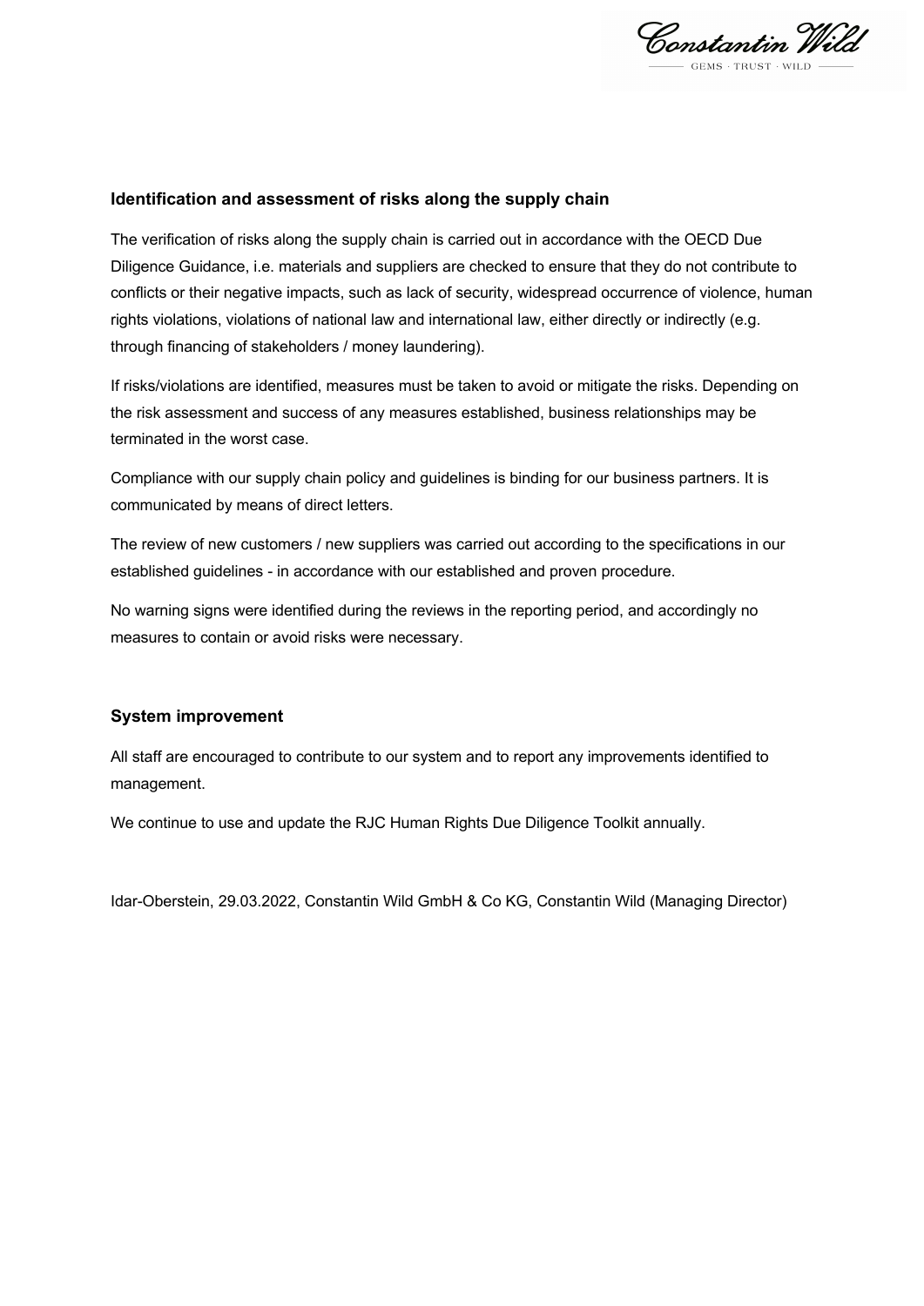## Identification and assessment of risks along the supply chain

The verification of risks along the supply chain is carried out in accordance with the OECD Due Diligence Guidance, i.e. materials and suppliers are checked to ensure that they do not contribute to conflicts or their negative impacts, such as lack of security, widespread occurrence of violence, human rights violations, violations of national law and international law, either directly or indirectly (e.g. through financing of stakeholders / money laundering).

If risks/violations are identified, measures must be taken to avoid or mitigate the risks. Depending on the risk assessment and success of any measures established, business relationships may be terminated in the worst case.

Compliance with our supply chain policy and guidelines is binding for our business partners. It is communicated by means of direct letters.

The review of new customers / new suppliers was carried out according to the specifications in our established guidelines - in accordance with our established and proven procedure.

No warning signs were identified during the reviews in the reporting period, and accordingly no measures to contain or avoid risks were necessary.

## System improvement

All staff are encouraged to contribute to our system and to report any improvements identified to management.

We continue to use and update the RJC Human Rights Due Diligence Toolkit annually.

Idar-Oberstein, 29.03.2022, Constantin Wild GmbH & Co KG, Constantin Wild (Managing Director)